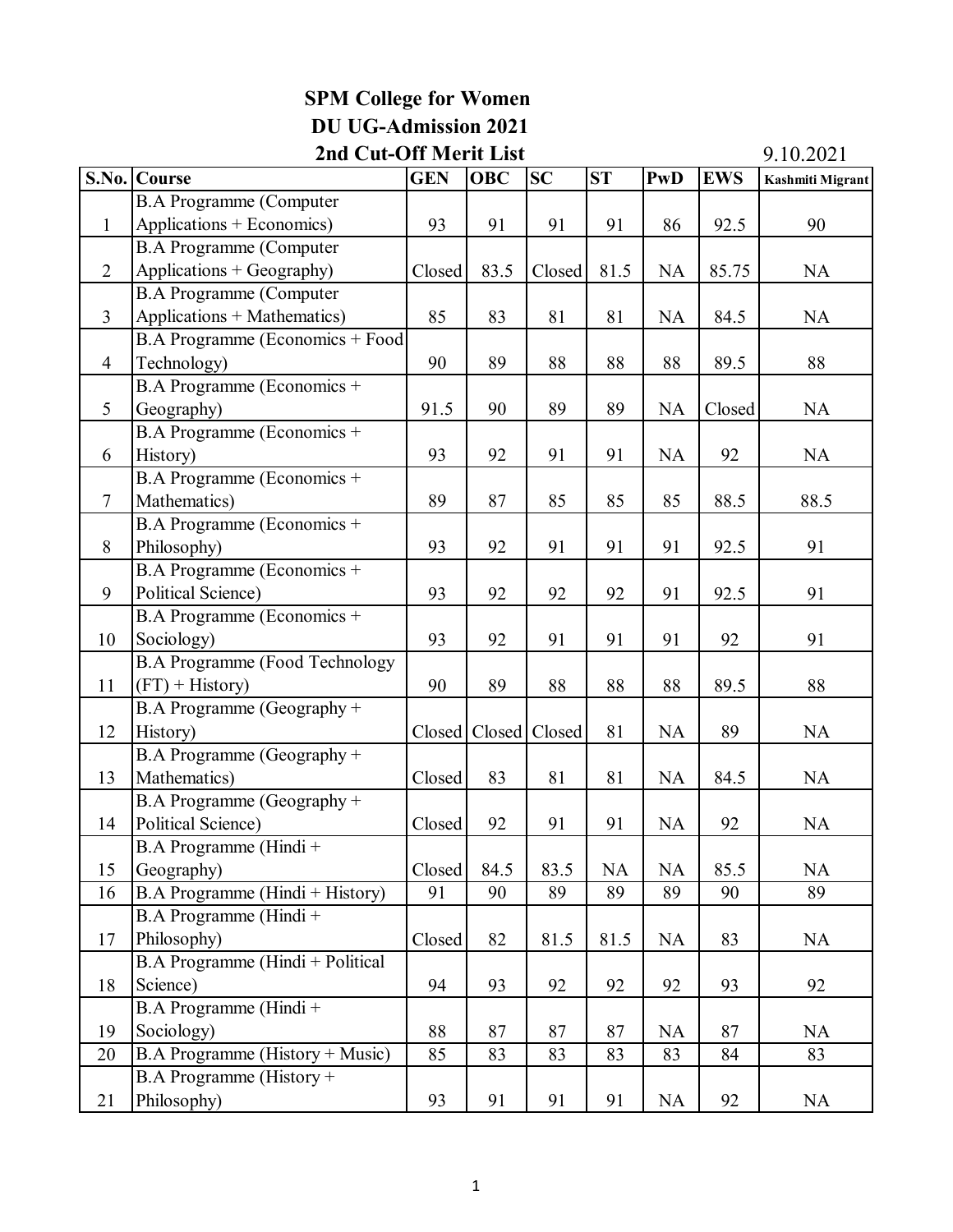# SPM College for Women

## DU UG-Admission 2021

## 2nd Cut-Off Merit List

9.10.2021

| S.No. | Course | GEN | OBC | SC | ST | PwD | EWS | Kashmiti Migrant |
|---|---|---|---|---|---|---|---|---|
| 1 | B.A Programme (Computer Applications + Economics) | 93 | 91 | 91 | 91 | 86 | 92.5 | 90 |
| 2 | B.A Programme (Computer Applications + Geography) | Closed | 83.5 | Closed | 81.5 | NA | 85.75 | NA |
| 3 | B.A Programme (Computer Applications + Mathematics) | 85 | 83 | 81 | 81 | NA | 84.5 | NA |
| 4 | B.A Programme (Economics + Food Technology) | 90 | 89 | 88 | 88 | 88 | 89.5 | 88 |
| 5 | B.A Programme (Economics + Geography) | 91.5 | 90 | 89 | 89 | NA | Closed | NA |
| 6 | B.A Programme (Economics + History) | 93 | 92 | 91 | 91 | NA | 92 | NA |
| 7 | B.A Programme (Economics + Mathematics) | 89 | 87 | 85 | 85 | 85 | 88.5 | 88.5 |
| 8 | B.A Programme (Economics + Philosophy) | 93 | 92 | 91 | 91 | 91 | 92.5 | 91 |
| 9 | B.A Programme (Economics + Political Science) | 93 | 92 | 92 | 92 | 91 | 92.5 | 91 |
| 10 | B.A Programme (Economics + Sociology) | 93 | 92 | 91 | 91 | 91 | 92 | 91 |
| 11 | B.A Programme (Food Technology (FT) + History) | 90 | 89 | 88 | 88 | 88 | 89.5 | 88 |
| 12 | B.A Programme (Geography + History) | Closed | Closed | Closed | 81 | NA | 89 | NA |
| 13 | B.A Programme (Geography + Mathematics) | Closed | 83 | 81 | 81 | NA | 84.5 | NA |
| 14 | B.A Programme (Geography + Political Science) | Closed | 92 | 91 | 91 | NA | 92 | NA |
| 15 | B.A Programme (Hindi + Geography) | Closed | 84.5 | 83.5 | NA | NA | 85.5 | NA |
| 16 | B.A Programme (Hindi + History) | 91 | 90 | 89 | 89 | 89 | 90 | 89 |
| 17 | B.A Programme (Hindi + Philosophy) | Closed | 82 | 81.5 | 81.5 | NA | 83 | NA |
| 18 | B.A Programme (Hindi + Political Science) | 94 | 93 | 92 | 92 | 92 | 93 | 92 |
| 19 | B.A Programme (Hindi + Sociology) | 88 | 87 | 87 | 87 | NA | 87 | NA |
| 20 | B.A Programme (History + Music) | 85 | 83 | 83 | 83 | 83 | 84 | 83 |
| 21 | B.A Programme (History + Philosophy) | 93 | 91 | 91 | 91 | NA | 92 | NA |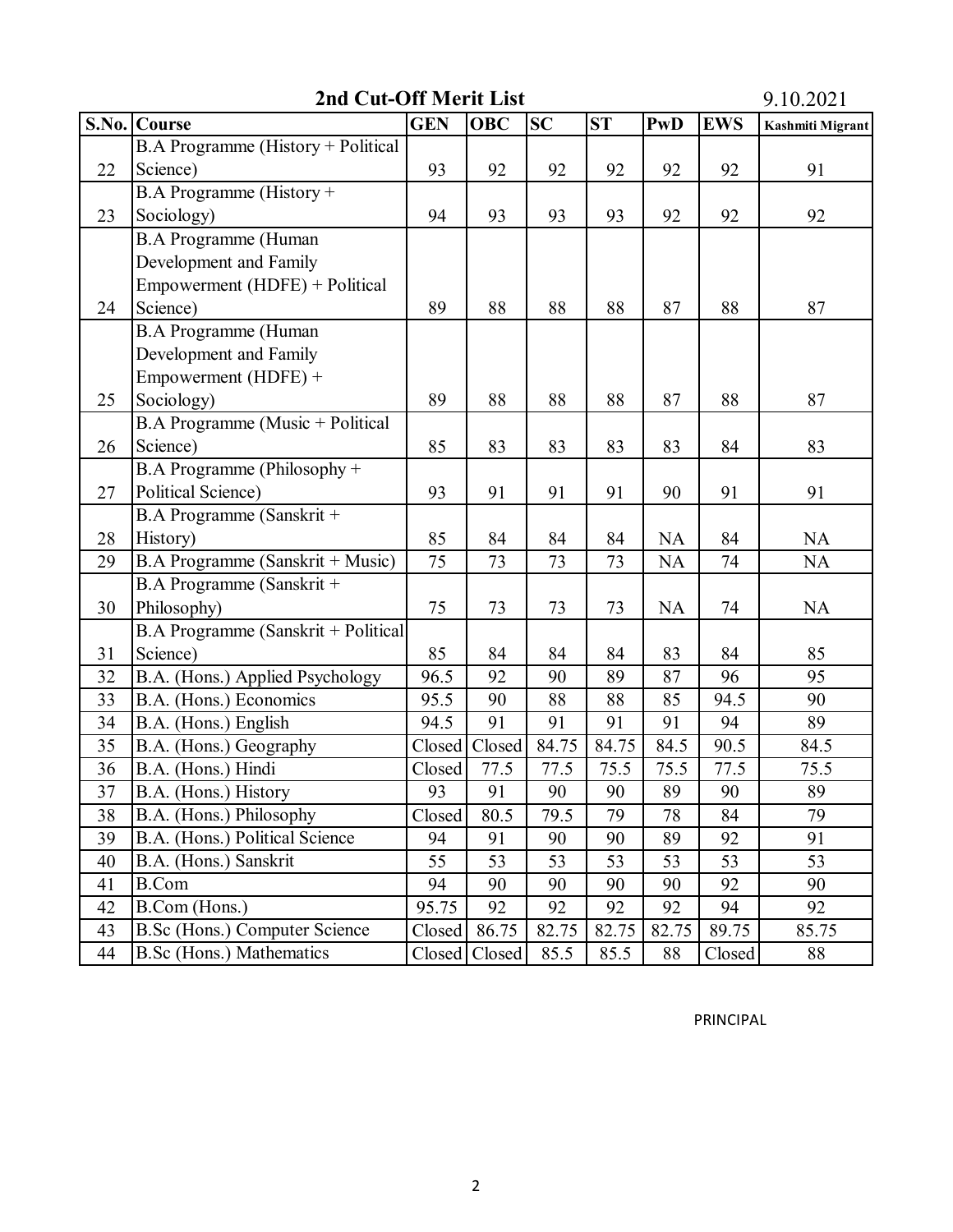## 2nd Cut-Off Merit List

9.10.2021

| S.No. | Course | GEN | OBC | SC | ST | PwD | EWS | Kashmiti Migrant |
|---|---|---|---|---|---|---|---|---|
| 22 | B.A Programme (History + Political Science) | 93 | 92 | 92 | 92 | 92 | 92 | 91 |
| 23 | B.A Programme (History + Sociology) | 94 | 93 | 93 | 93 | 92 | 92 | 92 |
| 24 | B.A Programme (Human Development and Family Empowerment (HDFE) + Political Science) | 89 | 88 | 88 | 88 | 87 | 88 | 87 |
| 25 | B.A Programme (Human Development and Family Empowerment (HDFE) + Sociology) | 89 | 88 | 88 | 88 | 87 | 88 | 87 |
| 26 | B.A Programme (Music + Political Science) | 85 | 83 | 83 | 83 | 83 | 84 | 83 |
| 27 | B.A Programme (Philosophy + Political Science) | 93 | 91 | 91 | 91 | 90 | 91 | 91 |
| 28 | B.A Programme (Sanskrit + History) | 85 | 84 | 84 | 84 | NA | 84 | NA |
| 29 | B.A Programme (Sanskrit + Music) | 75 | 73 | 73 | 73 | NA | 74 | NA |
| 30 | B.A Programme (Sanskrit + Philosophy) | 75 | 73 | 73 | 73 | NA | 74 | NA |
| 31 | B.A Programme (Sanskrit + Political Science) | 85 | 84 | 84 | 84 | 83 | 84 | 85 |
| 32 | B.A. (Hons.) Applied Psychology | 96.5 | 92 | 90 | 89 | 87 | 96 | 95 |
| 33 | B.A. (Hons.) Economics | 95.5 | 90 | 88 | 88 | 85 | 94.5 | 90 |
| 34 | B.A. (Hons.) English | 94.5 | 91 | 91 | 91 | 91 | 94 | 89 |
| 35 | B.A. (Hons.) Geography | Closed | Closed | 84.75 | 84.75 | 84.5 | 90.5 | 84.5 |
| 36 | B.A. (Hons.) Hindi | Closed | 77.5 | 77.5 | 75.5 | 75.5 | 77.5 | 75.5 |
| 37 | B.A. (Hons.) History | 93 | 91 | 90 | 90 | 89 | 90 | 89 |
| 38 | B.A. (Hons.) Philosophy | Closed | 80.5 | 79.5 | 79 | 78 | 84 | 79 |
| 39 | B.A. (Hons.) Political Science | 94 | 91 | 90 | 90 | 89 | 92 | 91 |
| 40 | B.A. (Hons.) Sanskrit | 55 | 53 | 53 | 53 | 53 | 53 | 53 |
| 41 | B.Com | 94 | 90 | 90 | 90 | 90 | 92 | 90 |
| 42 | B.Com (Hons.) | 95.75 | 92 | 92 | 92 | 92 | 94 | 92 |
| 43 | B.Sc (Hons.) Computer Science | Closed | 86.75 | 82.75 | 82.75 | 82.75 | 89.75 | 85.75 |
| 44 | B.Sc (Hons.) Mathematics | Closed | Closed | 85.5 | 85.5 | 88 | Closed | 88 |

PRINCIPAL